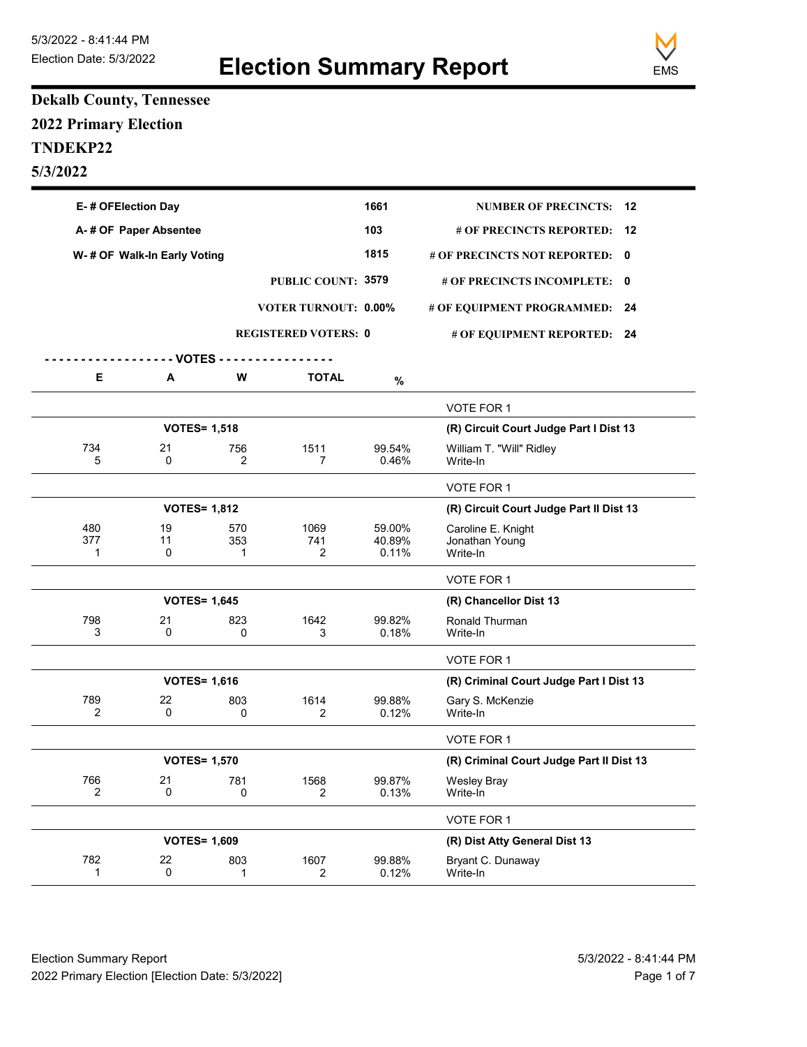5/3/2022 - 8:41:44 PM

Election Date: 5/3/2022

# Election Summary Report

## Dekalb County, Tennessee

## 2022 Primary Election

## TNDEKP22

## 5/3/2022

| | | | |
|---|---|---|---|
| E- # OFElection Day | 1661 | NUMBER OF PRECINCTS: | 12 |
| A- # OF Paper Absentee | 103 | # OF PRECINCTS REPORTED: | 12 |
| W- # OF Walk-In Early Voting | 1815 | # OF PRECINCTS NOT REPORTED: | 0 |
| PUBLIC COUNT: | 3579 | # OF PRECINCTS INCOMPLETE: | 0 |
| VOTER TURNOUT: | 0.00% | # OF EQUIPMENT PROGRAMMED: | 24 |
| REGISTERED VOTERS: | 0 | # OF EQUIPMENT REPORTED: | 24 |

| E | A | W | TOTAL | % | |
|---|---|---|---|---|---|
| | | | | | VOTE FOR 1 |
| | VOTES= 1,518 | | | | **(R) Circuit Court Judge Part I Dist 13** |
| 734 | 21 | 756 | 1511 | 99.54% | William T. "Will" Ridley |
| 5 | 0 | 2 | 7 | 0.46% | Write-In |
| | | | | | VOTE FOR 1 |
| | VOTES= 1,812 | | | | **(R) Circuit Court Judge Part II Dist 13** |
| 480 | 19 | 570 | 1069 | 59.00% | Caroline E. Knight |
| 377 | 11 | 353 | 741 | 40.89% | Jonathan Young |
| 1 | 0 | 1 | 2 | 0.11% | Write-In |
| | | | | | VOTE FOR 1 |
| | VOTES= 1,645 | | | | **(R) Chancellor Dist 13** |
| 798 | 21 | 823 | 1642 | 99.82% | Ronald Thurman |
| 3 | 0 | 0 | 3 | 0.18% | Write-In |
| | | | | | VOTE FOR 1 |
| | VOTES= 1,616 | | | | **(R) Criminal Court Judge Part I Dist 13** |
| 789 | 22 | 803 | 1614 | 99.88% | Gary S. McKenzie |
| 2 | 0 | 0 | 2 | 0.12% | Write-In |
| | | | | | VOTE FOR 1 |
| | VOTES= 1,570 | | | | **(R) Criminal Court Judge Part II Dist 13** |
| 766 | 21 | 781 | 1568 | 99.87% | Wesley Bray |
| 2 | 0 | 0 | 2 | 0.13% | Write-In |
| | | | | | VOTE FOR 1 |
| | VOTES= 1,609 | | | | **(R) Dist Atty General Dist 13** |
| 782 | 22 | 803 | 1607 | 99.88% | Bryant C. Dunaway |
| 1 | 0 | 1 | 2 | 0.12% | Write-In |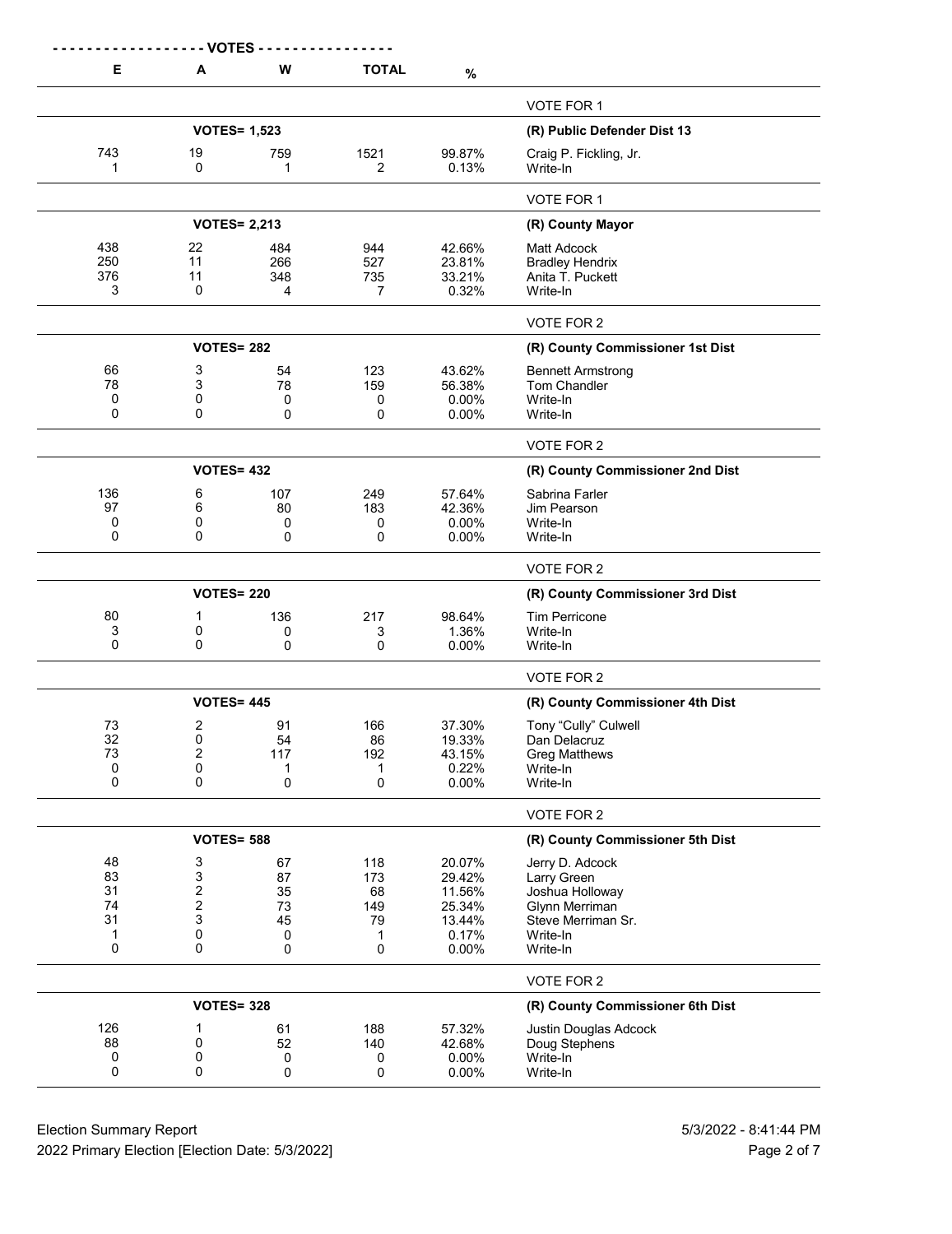| E | A | W | TOTAL | % | |
|---|---|---|---|---|---|
| | | | | | VOTE FOR 1 |
| | VOTES= 1,523 | | | | **(R) Public Defender Dist 13** |
| 743 | 19 | 759 | 1521 | 99.87% | Craig P. Fickling, Jr. |
| 1 | 0 | 1 | 2 | 0.13% | Write-In |
| | | | | | VOTE FOR 1 |
| | VOTES= 2,213 | | | | **(R) County Mayor** |
| 438 | 22 | 484 | 944 | 42.66% | Matt Adcock |
| 250 | 11 | 266 | 527 | 23.81% | Bradley Hendrix |
| 376 | 11 | 348 | 735 | 33.21% | Anita T. Puckett |
| 3 | 0 | 4 | 7 | 0.32% | Write-In |
| | | | | | VOTE FOR 2 |
| | VOTES= 282 | | | | **(R) County Commissioner 1st Dist** |
| 66 | 3 | 54 | 123 | 43.62% | Bennett Armstrong |
| 78 | 3 | 78 | 159 | 56.38% | Tom Chandler |
| 0 | 0 | 0 | 0 | 0.00% | Write-In |
| 0 | 0 | 0 | 0 | 0.00% | Write-In |
| | | | | | VOTE FOR 2 |
| | VOTES= 432 | | | | **(R) County Commissioner 2nd Dist** |
| 136 | 6 | 107 | 249 | 57.64% | Sabrina Farler |
| 97 | 6 | 80 | 183 | 42.36% | Jim Pearson |
| 0 | 0 | 0 | 0 | 0.00% | Write-In |
| 0 | 0 | 0 | 0 | 0.00% | Write-In |
| | | | | | VOTE FOR 2 |
| | VOTES= 220 | | | | **(R) County Commissioner 3rd Dist** |
| 80 | 1 | 136 | 217 | 98.64% | Tim Perricone |
| 3 | 0 | 0 | 3 | 1.36% | Write-In |
| 0 | 0 | 0 | 0 | 0.00% | Write-In |
| | | | | | VOTE FOR 2 |
| | VOTES= 445 | | | | **(R) County Commissioner 4th Dist** |
| 73 | 2 | 91 | 166 | 37.30% | Tony “Cully” Culwell |
| 32 | 0 | 54 | 86 | 19.33% | Dan Delacruz |
| 73 | 2 | 117 | 192 | 43.15% | Greg Matthews |
| 0 | 0 | 1 | 1 | 0.22% | Write-In |
| 0 | 0 | 0 | 0 | 0.00% | Write-In |
| | | | | | VOTE FOR 2 |
| | VOTES= 588 | | | | **(R) County Commissioner 5th Dist** |
| 48 | 3 | 67 | 118 | 20.07% | Jerry D. Adcock |
| 83 | 3 | 87 | 173 | 29.42% | Larry Green |
| 31 | 2 | 35 | 68 | 11.56% | Joshua Holloway |
| 74 | 2 | 73 | 149 | 25.34% | Glynn Merriman |
| 31 | 3 | 45 | 79 | 13.44% | Steve Merriman Sr. |
| 1 | 0 | 0 | 1 | 0.17% | Write-In |
| 0 | 0 | 0 | 0 | 0.00% | Write-In |
| | | | | | VOTE FOR 2 |
| | VOTES= 328 | | | | **(R) County Commissioner 6th Dist** |
| 126 | 1 | 61 | 188 | 57.32% | Justin Douglas Adcock |
| 88 | 0 | 52 | 140 | 42.68% | Doug Stephens |
| 0 | 0 | 0 | 0 | 0.00% | Write-In |
| 0 | 0 | 0 | 0 | 0.00% | Write-In |

Election Summary Report
2022 Primary Election [Election Date: 5/3/2022]
5/3/2022 - 8:41:44 PM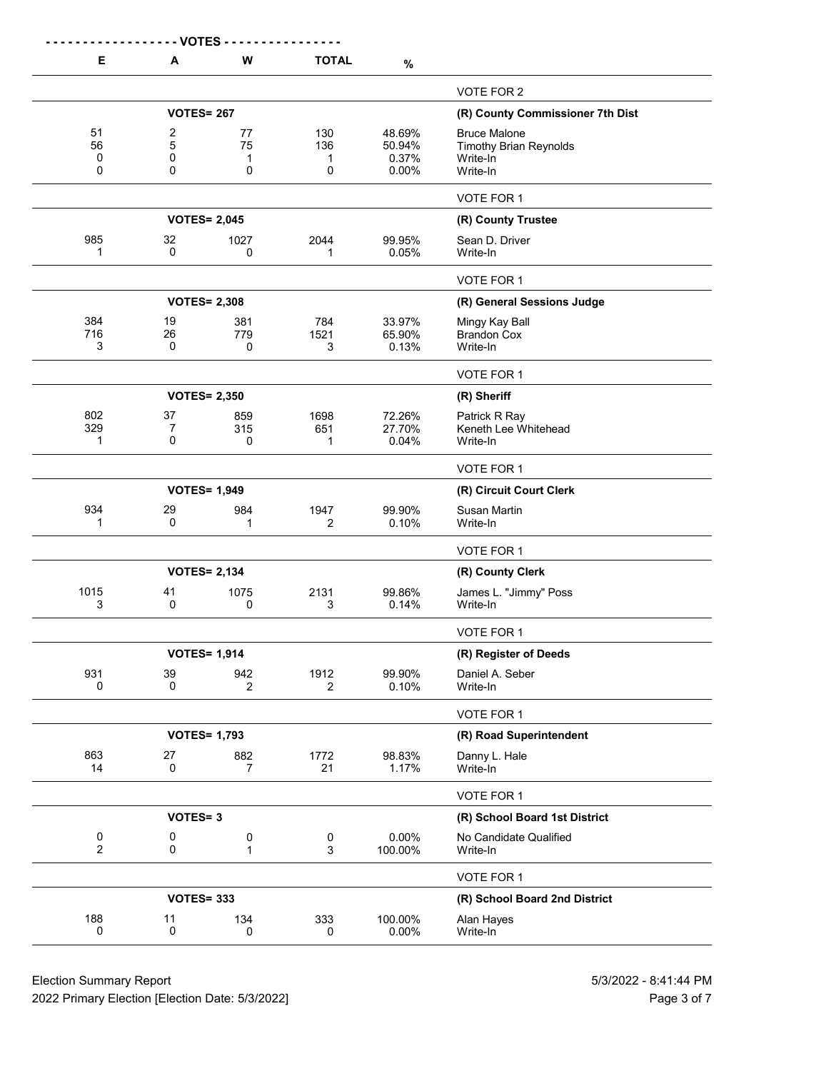| E | A | W | TOTAL | % | |
|---|---|---|---|---|---|
| | | | | | VOTE FOR 2 |
| | VOTES= 267 | | | | **(R) County Commissioner 7th Dist** |
| 51 | 2 | 77 | 130 | 48.69% | Bruce Malone |
| 56 | 5 | 75 | 136 | 50.94% | Timothy Brian Reynolds |
| 0 | 0 | 1 | 1 | 0.37% | Write-In |
| 0 | 0 | 0 | 0 | 0.00% | Write-In |
| | | | | | VOTE FOR 1 |
| | VOTES= 2,045 | | | | **(R) County Trustee** |
| 985 | 32 | 1027 | 2044 | 99.95% | Sean D. Driver |
| 1 | 0 | 0 | 1 | 0.05% | Write-In |
| | | | | | VOTE FOR 1 |
| | VOTES= 2,308 | | | | **(R) General Sessions Judge** |
| 384 | 19 | 381 | 784 | 33.97% | Mingy Kay Ball |
| 716 | 26 | 779 | 1521 | 65.90% | Brandon Cox |
| 3 | 0 | 0 | 3 | 0.13% | Write-In |
| | | | | | VOTE FOR 1 |
| | VOTES= 2,350 | | | | **(R) Sheriff** |
| 802 | 37 | 859 | 1698 | 72.26% | Patrick R Ray |
| 329 | 7 | 315 | 651 | 27.70% | Keneth Lee Whitehead |
| 1 | 0 | 0 | 1 | 0.04% | Write-In |
| | | | | | VOTE FOR 1 |
| | VOTES= 1,949 | | | | **(R) Circuit Court Clerk** |
| 934 | 29 | 984 | 1947 | 99.90% | Susan Martin |
| 1 | 0 | 1 | 2 | 0.10% | Write-In |
| | | | | | VOTE FOR 1 |
| | VOTES= 2,134 | | | | **(R) County Clerk** |
| 1015 | 41 | 1075 | 2131 | 99.86% | James L. "Jimmy" Poss |
| 3 | 0 | 0 | 3 | 0.14% | Write-In |
| | | | | | VOTE FOR 1 |
| | VOTES= 1,914 | | | | **(R) Register of Deeds** |
| 931 | 39 | 942 | 1912 | 99.90% | Daniel A. Seber |
| 0 | 0 | 2 | 2 | 0.10% | Write-In |
| | | | | | VOTE FOR 1 |
| | VOTES= 1,793 | | | | **(R) Road Superintendent** |
| 863 | 27 | 882 | 1772 | 98.83% | Danny L. Hale |
| 14 | 0 | 7 | 21 | 1.17% | Write-In |
| | | | | | VOTE FOR 1 |
| | VOTES= 3 | | | | **(R) School Board 1st District** |
| 0 | 0 | 0 | 0 | 0.00% | No Candidate Qualified |
| 2 | 0 | 1 | 3 | 100.00% | Write-In |
| | | | | | VOTE FOR 1 |
| | VOTES= 333 | | | | **(R) School Board 2nd District** |
| 188 | 11 | 134 | 333 | 100.00% | Alan Hayes |
| 0 | 0 | 0 | 0 | 0.00% | Write-In |

Election Summary Report
2022 Primary Election [Election Date: 5/3/2022]
5/3/2022 - 8:41:44 PM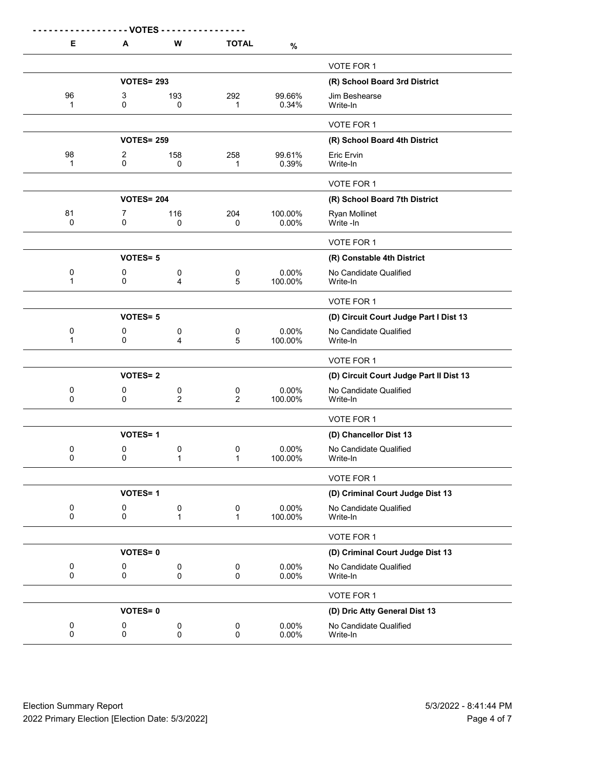| E | A | W | TOTAL | % | |
|---|---|---|---|---|---|
| | | | | | VOTE FOR 1 |
| | **VOTES= 293** | | | | **(R) School Board 3rd District** |
| 96 | 3 | 193 | 292 | 99.66% | Jim Beshearse |
| 1 | 0 | 0 | 1 | 0.34% | Write-In |
| | | | | | VOTE FOR 1 |
| | **VOTES= 259** | | | | **(R) School Board 4th District** |
| 98 | 2 | 158 | 258 | 99.61% | Eric Ervin |
| 1 | 0 | 0 | 1 | 0.39% | Write-In |
| | | | | | VOTE FOR 1 |
| | **VOTES= 204** | | | | **(R) School Board 7th District** |
| 81 | 7 | 116 | 204 | 100.00% | Ryan Mollinet |
| 0 | 0 | 0 | 0 | 0.00% | Write -In |
| | | | | | VOTE FOR 1 |
| | **VOTES= 5** | | | | **(R) Constable 4th District** |
| 0 | 0 | 0 | 0 | 0.00% | No Candidate Qualified |
| 1 | 0 | 4 | 5 | 100.00% | Write-In |
| | | | | | VOTE FOR 1 |
| | **VOTES= 5** | | | | **(D) Circuit Court Judge Part I Dist 13** |
| 0 | 0 | 0 | 0 | 0.00% | No Candidate Qualified |
| 1 | 0 | 4 | 5 | 100.00% | Write-In |
| | | | | | VOTE FOR 1 |
| | **VOTES= 2** | | | | **(D) Circuit Court Judge Part II Dist 13** |
| 0 | 0 | 0 | 0 | 0.00% | No Candidate Qualified |
| 0 | 0 | 2 | 2 | 100.00% | Write-In |
| | | | | | VOTE FOR 1 |
| | **VOTES= 1** | | | | **(D) Chancellor Dist 13** |
| 0 | 0 | 0 | 0 | 0.00% | No Candidate Qualified |
| 0 | 0 | 1 | 1 | 100.00% | Write-In |
| | | | | | VOTE FOR 1 |
| | **VOTES= 1** | | | | **(D) Criminal Court Judge Dist 13** |
| 0 | 0 | 0 | 0 | 0.00% | No Candidate Qualified |
| 0 | 0 | 1 | 1 | 100.00% | Write-In |
| | | | | | VOTE FOR 1 |
| | **VOTES= 0** | | | | **(D) Criminal Court Judge Dist 13** |
| 0 | 0 | 0 | 0 | 0.00% | No Candidate Qualified |
| 0 | 0 | 0 | 0 | 0.00% | Write-In |
| | | | | | VOTE FOR 1 |
| | **VOTES= 0** | | | | **(D) Dric Atty General Dist 13** |
| 0 | 0 | 0 | 0 | 0.00% | No Candidate Qualified |
| 0 | 0 | 0 | 0 | 0.00% | Write-In |

Election Summary Report
2022 Primary Election [Election Date: 5/3/2022]

5/3/2022 - 8:41:44 PM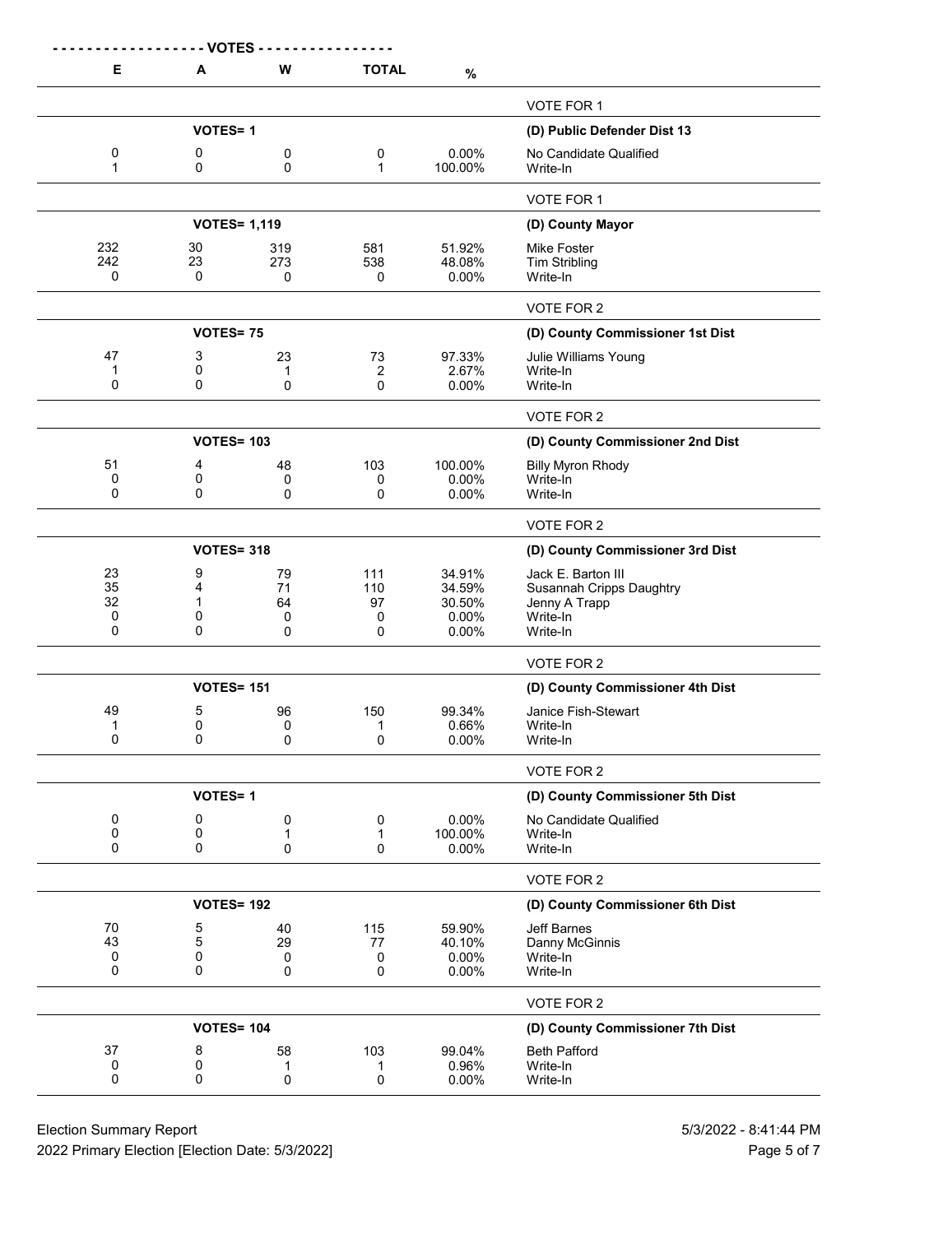| VOTES | | | | | |
|---|---|---|---|---|---|
| E | A | W | TOTAL | % | |
| | | | | | VOTE FOR 1 |
| | **VOTES= 1** | | | | **(D) Public Defender Dist 13** |
| 0 | 0 | 0 | 0 | 0.00% | No Candidate Qualified |
| 1 | 0 | 0 | 1 | 100.00% | Write-In |
| | | | | | VOTE FOR 1 |
| | **VOTES= 1,119** | | | | **(D) County Mayor** |
| 232 | 30 | 319 | 581 | 51.92% | Mike Foster |
| 242 | 23 | 273 | 538 | 48.08% | Tim Stribling |
| 0 | 0 | 0 | 0 | 0.00% | Write-In |
| | | | | | VOTE FOR 2 |
| | **VOTES= 75** | | | | **(D) County Commissioner 1st Dist** |
| 47 | 3 | 23 | 73 | 97.33% | Julie Williams Young |
| 1 | 0 | 1 | 2 | 2.67% | Write-In |
| 0 | 0 | 0 | 0 | 0.00% | Write-In |
| | | | | | VOTE FOR 2 |
| | **VOTES= 103** | | | | **(D) County Commissioner 2nd Dist** |
| 51 | 4 | 48 | 103 | 100.00% | Billy Myron Rhody |
| 0 | 0 | 0 | 0 | 0.00% | Write-In |
| 0 | 0 | 0 | 0 | 0.00% | Write-In |
| | | | | | VOTE FOR 2 |
| | **VOTES= 318** | | | | **(D) County Commissioner 3rd Dist** |
| 23 | 9 | 79 | 111 | 34.91% | Jack E. Barton III |
| 35 | 4 | 71 | 110 | 34.59% | Susannah Cripps Daughtry |
| 32 | 1 | 64 | 97 | 30.50% | Jenny A Trapp |
| 0 | 0 | 0 | 0 | 0.00% | Write-In |
| 0 | 0 | 0 | 0 | 0.00% | Write-In |
| | | | | | VOTE FOR 2 |
| | **VOTES= 151** | | | | **(D) County Commissioner 4th Dist** |
| 49 | 5 | 96 | 150 | 99.34% | Janice Fish-Stewart |
| 1 | 0 | 0 | 1 | 0.66% | Write-In |
| 0 | 0 | 0 | 0 | 0.00% | Write-In |
| | | | | | VOTE FOR 2 |
| | **VOTES= 1** | | | | **(D) County Commissioner 5th Dist** |
| 0 | 0 | 0 | 0 | 0.00% | No Candidate Qualified |
| 0 | 0 | 1 | 1 | 100.00% | Write-In |
| 0 | 0 | 0 | 0 | 0.00% | Write-In |
| | | | | | VOTE FOR 2 |
| | **VOTES= 192** | | | | **(D) County Commissioner 6th Dist** |
| 70 | 5 | 40 | 115 | 59.90% | Jeff Barnes |
| 43 | 5 | 29 | 77 | 40.10% | Danny McGinnis |
| 0 | 0 | 0 | 0 | 0.00% | Write-In |
| 0 | 0 | 0 | 0 | 0.00% | Write-In |
| | | | | | VOTE FOR 2 |
| | **VOTES= 104** | | | | **(D) County Commissioner 7th Dist** |
| 37 | 8 | 58 | 103 | 99.04% | Beth Pafford |
| 0 | 0 | 1 | 1 | 0.96% | Write-In |
| 0 | 0 | 0 | 0 | 0.00% | Write-In |

Election Summary Report
2022 Primary Election [Election Date: 5/3/2022]

5/3/2022 - 8:41:44 PM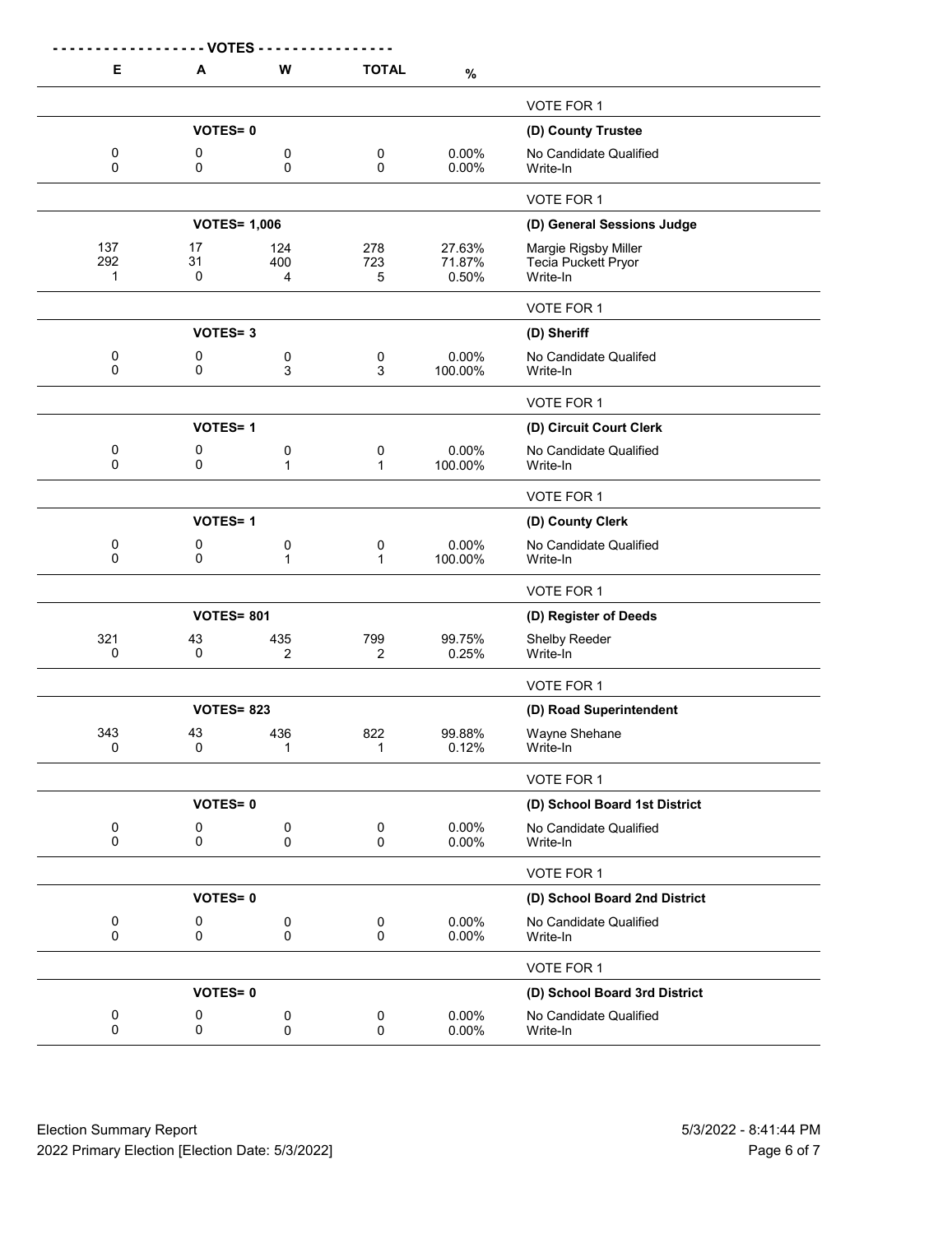| E | A | W | TOTAL | % | |
|---|---|---|---|---|---|
| | | | | | VOTE FOR 1 |
| | VOTES= 0 | | | | **(D) County Trustee** |
| 0 | 0 | 0 | 0 | 0.00% | No Candidate Qualified |
| 0 | 0 | 0 | 0 | 0.00% | Write-In |
| | | | | | VOTE FOR 1 |
| | VOTES= 1,006 | | | | **(D) General Sessions Judge** |
| 137 | 17 | 124 | 278 | 27.63% | Margie Rigsby Miller |
| 292 | 31 | 400 | 723 | 71.87% | Tecia Puckett Pryor |
| 1 | 0 | 4 | 5 | 0.50% | Write-In |
| | | | | | VOTE FOR 1 |
| | VOTES= 3 | | | | **(D) Sheriff** |
| 0 | 0 | 0 | 0 | 0.00% | No Candidate Qualifed |
| 0 | 0 | 3 | 3 | 100.00% | Write-In |
| | | | | | VOTE FOR 1 |
| | VOTES= 1 | | | | **(D) Circuit Court Clerk** |
| 0 | 0 | 0 | 0 | 0.00% | No Candidate Qualified |
| 0 | 0 | 1 | 1 | 100.00% | Write-In |
| | | | | | VOTE FOR 1 |
| | VOTES= 1 | | | | **(D) County Clerk** |
| 0 | 0 | 0 | 0 | 0.00% | No Candidate Qualified |
| 0 | 0 | 1 | 1 | 100.00% | Write-In |
| | | | | | VOTE FOR 1 |
| | VOTES= 801 | | | | **(D) Register of Deeds** |
| 321 | 43 | 435 | 799 | 99.75% | Shelby Reeder |
| 0 | 0 | 2 | 2 | 0.25% | Write-In |
| | | | | | VOTE FOR 1 |
| | VOTES= 823 | | | | **(D) Road Superintendent** |
| 343 | 43 | 436 | 822 | 99.88% | Wayne Shehane |
| 0 | 0 | 1 | 1 | 0.12% | Write-In |
| | | | | | VOTE FOR 1 |
| | VOTES= 0 | | | | **(D) School Board 1st District** |
| 0 | 0 | 0 | 0 | 0.00% | No Candidate Qualified |
| 0 | 0 | 0 | 0 | 0.00% | Write-In |
| | | | | | VOTE FOR 1 |
| | VOTES= 0 | | | | **(D) School Board 2nd District** |
| 0 | 0 | 0 | 0 | 0.00% | No Candidate Qualified |
| 0 | 0 | 0 | 0 | 0.00% | Write-In |
| | | | | | VOTE FOR 1 |
| | VOTES= 0 | | | | **(D) School Board 3rd District** |
| 0 | 0 | 0 | 0 | 0.00% | No Candidate Qualified |
| 0 | 0 | 0 | 0 | 0.00% | Write-In |

Election Summary Report
2022 Primary Election [Election Date: 5/3/2022]

5/3/2022 - 8:41:44 PM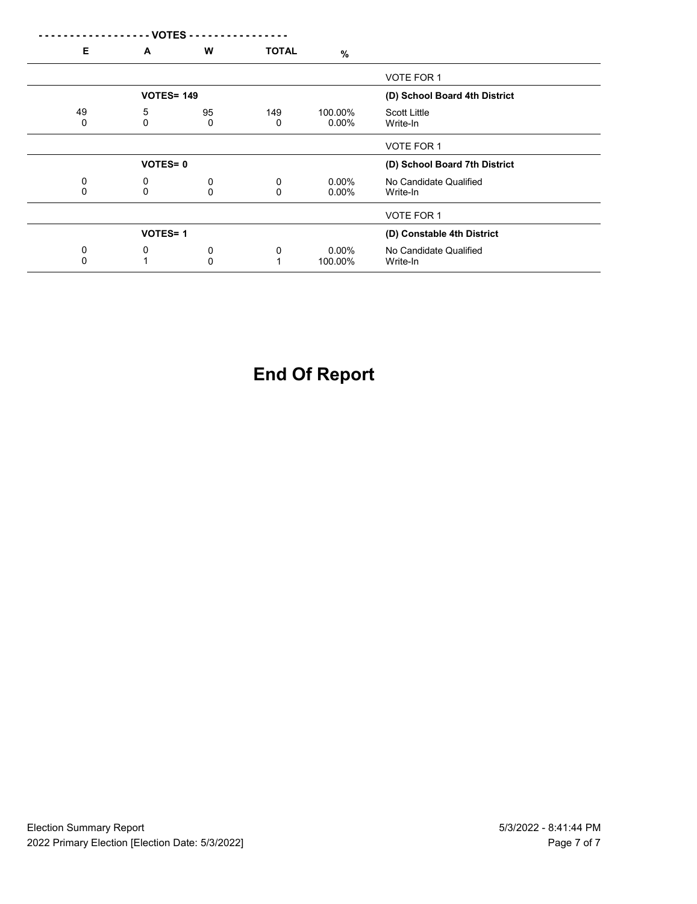| VOTES | | | | | |
| --- | --- | --- | --- | --- | --- |
| E | A | W | TOTAL | % | |
| | | | | | VOTE FOR 1 |
| | VOTES= 149 | | | | (D) School Board 4th District |
| 49 | 5 | 95 | 149 | 100.00% | Scott Little |
| 0 | 0 | 0 | 0 | 0.00% | Write-In |
| | | | | | VOTE FOR 1 |
| | VOTES= 0 | | | | (D) School Board 7th District |
| 0 | 0 | 0 | 0 | 0.00% | No Candidate Qualified |
| 0 | 0 | 0 | 0 | 0.00% | Write-In |
| | | | | | VOTE FOR 1 |
| | VOTES= 1 | | | | (D) Constable 4th District |
| 0 | 0 | 0 | 0 | 0.00% | No Candidate Qualified |
| 0 | 1 | 0 | 1 | 100.00% | Write-In |

# End Of Report

Election Summary Report
2022 Primary Election [Election Date: 5/3/2022]

5/3/2022 - 8:41:44 PM